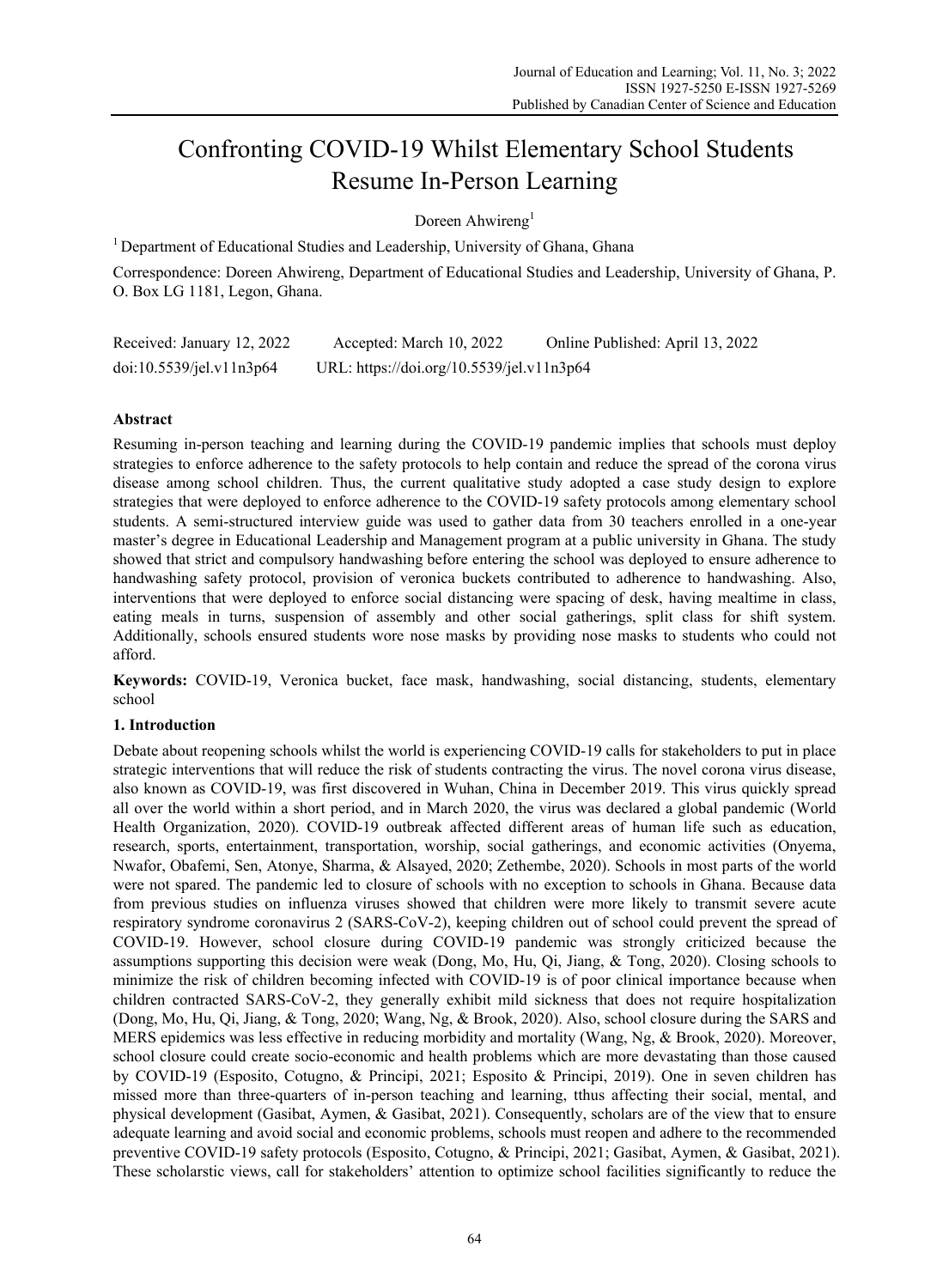# Confronting COVID-19 Whilst Elementary School Students Resume In-Person Learning

Doreen Ahwireng[1]

[1] Department of Educational Studies and Leadership, University of Ghana, Ghana

Correspondence: Doreen Ahwireng, Department of Educational Studies and Leadership, University of Ghana, P. O. Box LG 1181, Legon, Ghana.

Received: January 12, 2022 Accepted: March 10, 2022 Online Published: April 13, 2022

doi:10.5539/jel.v11n3p64 URL: https://doi.org/10.5539/jel.v11n3p64

## Abstract

Resuming in-person teaching and learning during the COVID-19 pandemic implies that schools must deploy strategies to enforce adherence to the safety protocols to help contain and reduce the spread of the corona virus disease among school children. Thus, the current qualitative study adopted a case study design to explore strategies that were deployed to enforce adherence to the COVID-19 safety protocols among elementary school students. A semi-structured interview guide was used to gather data from 30 teachers enrolled in a one-year master's degree in Educational Leadership and Management program at a public university in Ghana. The study showed that strict and compulsory handwashing before entering the school was deployed to ensure adherence to handwashing safety protocol, provision of veronica buckets contributed to adherence to handwashing. Also, interventions that were deployed to enforce social distancing were spacing of desk, having mealtime in class, eating meals in turns, suspension of assembly and other social gatherings, split class for shift system. Additionally, schools ensured students wore nose masks by providing nose masks to students who could not afford.

**Keywords:** COVID-19, Veronica bucket, face mask, handwashing, social distancing, students, elementary school

## 1. Introduction

Debate about reopening schools whilst the world is experiencing COVID-19 calls for stakeholders to put in place strategic interventions that will reduce the risk of students contracting the virus. The novel corona virus disease, also known as COVID-19, was first discovered in Wuhan, China in December 2019. This virus quickly spread all over the world within a short period, and in March 2020, the virus was declared a global pandemic (World Health Organization, 2020). COVID-19 outbreak affected different areas of human life such as education, research, sports, entertainment, transportation, worship, social gatherings, and economic activities (Onyema, Nwafor, Obafemi, Sen, Atonye, Sharma, & Alsayed, 2020; Zethembe, 2020). Schools in most parts of the world were not spared. The pandemic led to closure of schools with no exception to schools in Ghana. Because data from previous studies on influenza viruses showed that children were more likely to transmit severe acute respiratory syndrome coronavirus 2 (SARS-CoV-2), keeping children out of school could prevent the spread of COVID-19. However, school closure during COVID-19 pandemic was strongly criticized because the assumptions supporting this decision were weak (Dong, Mo, Hu, Qi, Jiang, & Tong, 2020). Closing schools to minimize the risk of children becoming infected with COVID-19 is of poor clinical importance because when children contracted SARS-CoV-2, they generally exhibit mild sickness that does not require hospitalization (Dong, Mo, Hu, Qi, Jiang, & Tong, 2020; Wang, Ng, & Brook, 2020). Also, school closure during the SARS and MERS epidemics was less effective in reducing morbidity and mortality (Wang, Ng, & Brook, 2020). Moreover, school closure could create socio-economic and health problems which are more devastating than those caused by COVID-19 (Esposito, Cotugno, & Principi, 2021; Esposito & Principi, 2019). One in seven children has missed more than three-quarters of in-person teaching and learning, tthus affecting their social, mental, and physical development (Gasibat, Aymen, & Gasibat, 2021). Consequently, scholars are of the view that to ensure adequate learning and avoid social and economic problems, schools must reopen and adhere to the recommended preventive COVID-19 safety protocols (Esposito, Cotugno, & Principi, 2021; Gasibat, Aymen, & Gasibat, 2021). These scholarstic views, call for stakeholders' attention to optimize school facilities significantly to reduce the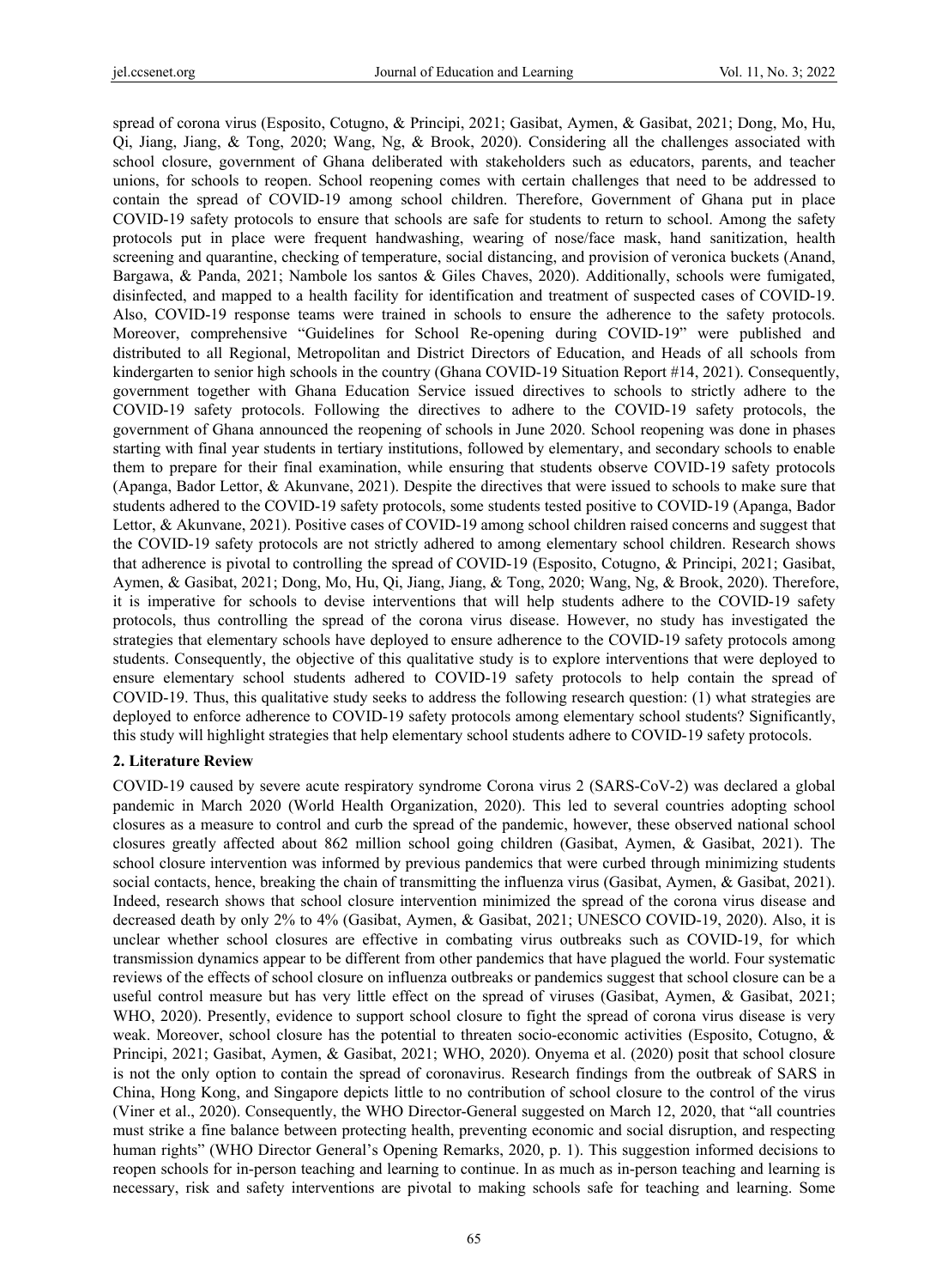spread of corona virus (Esposito, Cotugno, & Principi, 2021; Gasibat, Aymen, & Gasibat, 2021; Dong, Mo, Hu, Qi, Jiang, Jiang, & Tong, 2020; Wang, Ng, & Brook, 2020). Considering all the challenges associated with school closure, government of Ghana deliberated with stakeholders such as educators, parents, and teacher unions, for schools to reopen. School reopening comes with certain challenges that need to be addressed to contain the spread of COVID-19 among school children. Therefore, Government of Ghana put in place COVID-19 safety protocols to ensure that schools are safe for students to return to school. Among the safety protocols put in place were frequent handwashing, wearing of nose/face mask, hand sanitization, health screening and quarantine, checking of temperature, social distancing, and provision of veronica buckets (Anand, Bargawa, & Panda, 2021; Nambole los santos & Giles Chaves, 2020). Additionally, schools were fumigated, disinfected, and mapped to a health facility for identification and treatment of suspected cases of COVID-19. Also, COVID-19 response teams were trained in schools to ensure the adherence to the safety protocols. Moreover, comprehensive "Guidelines for School Re-opening during COVID-19" were published and distributed to all Regional, Metropolitan and District Directors of Education, and Heads of all schools from kindergarten to senior high schools in the country (Ghana COVID-19 Situation Report #14, 2021). Consequently, government together with Ghana Education Service issued directives to schools to strictly adhere to the COVID-19 safety protocols. Following the directives to adhere to the COVID-19 safety protocols, the government of Ghana announced the reopening of schools in June 2020. School reopening was done in phases starting with final year students in tertiary institutions, followed by elementary, and secondary schools to enable them to prepare for their final examination, while ensuring that students observe COVID-19 safety protocols (Apanga, Bador Lettor, & Akunvane, 2021). Despite the directives that were issued to schools to make sure that students adhered to the COVID-19 safety protocols, some students tested positive to COVID-19 (Apanga, Bador Lettor, & Akunvane, 2021). Positive cases of COVID-19 among school children raised concerns and suggest that the COVID-19 safety protocols are not strictly adhered to among elementary school children. Research shows that adherence is pivotal to controlling the spread of COVID-19 (Esposito, Cotugno, & Principi, 2021; Gasibat, Aymen, & Gasibat, 2021; Dong, Mo, Hu, Qi, Jiang, Jiang, & Tong, 2020; Wang, Ng, & Brook, 2020). Therefore, it is imperative for schools to devise interventions that will help students adhere to the COVID-19 safety protocols, thus controlling the spread of the corona virus disease. However, no study has investigated the strategies that elementary schools have deployed to ensure adherence to the COVID-19 safety protocols among students. Consequently, the objective of this qualitative study is to explore interventions that were deployed to ensure elementary school students adhered to COVID-19 safety protocols to help contain the spread of COVID-19. Thus, this qualitative study seeks to address the following research question: (1) what strategies are deployed to enforce adherence to COVID-19 safety protocols among elementary school students? Significantly, this study will highlight strategies that help elementary school students adhere to COVID-19 safety protocols.

## 2. Literature Review

COVID-19 caused by severe acute respiratory syndrome Corona virus 2 (SARS-CoV-2) was declared a global pandemic in March 2020 (World Health Organization, 2020). This led to several countries adopting school closures as a measure to control and curb the spread of the pandemic, however, these observed national school closures greatly affected about 862 million school going children (Gasibat, Aymen, & Gasibat, 2021). The school closure intervention was informed by previous pandemics that were curbed through minimizing students social contacts, hence, breaking the chain of transmitting the influenza virus (Gasibat, Aymen, & Gasibat, 2021). Indeed, research shows that school closure intervention minimized the spread of the corona virus disease and decreased death by only 2% to 4% (Gasibat, Aymen, & Gasibat, 2021; UNESCO COVID-19, 2020). Also, it is unclear whether school closures are effective in combating virus outbreaks such as COVID-19, for which transmission dynamics appear to be different from other pandemics that have plagued the world. Four systematic reviews of the effects of school closure on influenza outbreaks or pandemics suggest that school closure can be a useful control measure but has very little effect on the spread of viruses (Gasibat, Aymen, & Gasibat, 2021; WHO, 2020). Presently, evidence to support school closure to fight the spread of corona virus disease is very weak. Moreover, school closure has the potential to threaten socio-economic activities (Esposito, Cotugno, & Principi, 2021; Gasibat, Aymen, & Gasibat, 2021; WHO, 2020). Onyema et al. (2020) posit that school closure is not the only option to contain the spread of coronavirus. Research findings from the outbreak of SARS in China, Hong Kong, and Singapore depicts little to no contribution of school closure to the control of the virus (Viner et al., 2020). Consequently, the WHO Director-General suggested on March 12, 2020, that "all countries must strike a fine balance between protecting health, preventing economic and social disruption, and respecting human rights" (WHO Director General's Opening Remarks, 2020, p. 1). This suggestion informed decisions to reopen schools for in-person teaching and learning to continue. In as much as in-person teaching and learning is necessary, risk and safety interventions are pivotal to making schools safe for teaching and learning. Some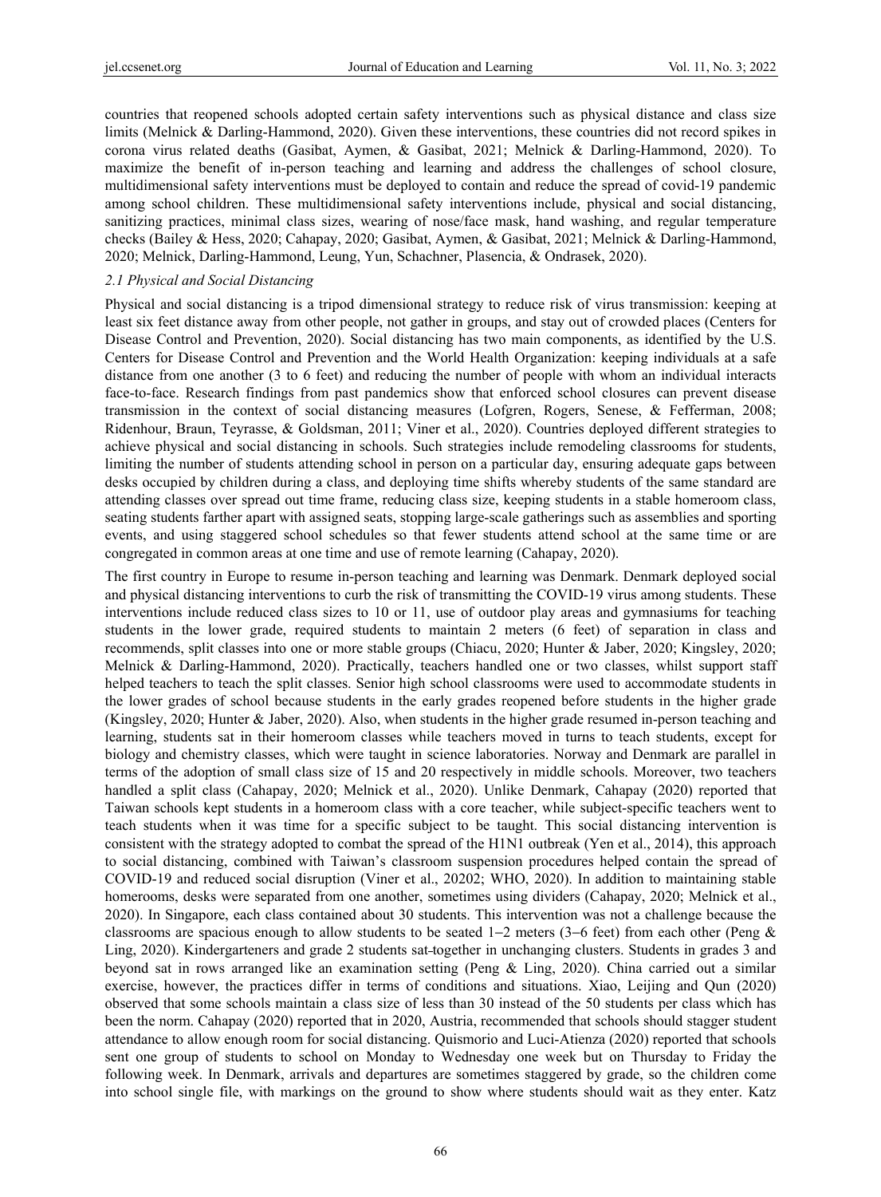countries that reopened schools adopted certain safety interventions such as physical distance and class size limits (Melnick & Darling-Hammond, 2020). Given these interventions, these countries did not record spikes in corona virus related deaths (Gasibat, Aymen, & Gasibat, 2021; Melnick & Darling-Hammond, 2020). To maximize the benefit of in-person teaching and learning and address the challenges of school closure, multidimensional safety interventions must be deployed to contain and reduce the spread of covid-19 pandemic among school children. These multidimensional safety interventions include, physical and social distancing, sanitizing practices, minimal class sizes, wearing of nose/face mask, hand washing, and regular temperature checks (Bailey & Hess, 2020; Cahapay, 2020; Gasibat, Aymen, & Gasibat, 2021; Melnick & Darling-Hammond, 2020; Melnick, Darling-Hammond, Leung, Yun, Schachner, Plasencia, & Ondrasek, 2020).

### 2.1 Physical and Social Distancing

Physical and social distancing is a tripod dimensional strategy to reduce risk of virus transmission: keeping at least six feet distance away from other people, not gather in groups, and stay out of crowded places (Centers for Disease Control and Prevention, 2020). Social distancing has two main components, as identified by the U.S. Centers for Disease Control and Prevention and the World Health Organization: keeping individuals at a safe distance from one another (3 to 6 feet) and reducing the number of people with whom an individual interacts face-to-face. Research findings from past pandemics show that enforced school closures can prevent disease transmission in the context of social distancing measures (Lofgren, Rogers, Senese, & Fefferman, 2008; Ridenhour, Braun, Teyrasse, & Goldsman, 2011; Viner et al., 2020). Countries deployed different strategies to achieve physical and social distancing in schools. Such strategies include remodeling classrooms for students, limiting the number of students attending school in person on a particular day, ensuring adequate gaps between desks occupied by children during a class, and deploying time shifts whereby students of the same standard are attending classes over spread out time frame, reducing class size, keeping students in a stable homeroom class, seating students farther apart with assigned seats, stopping large-scale gatherings such as assemblies and sporting events, and using staggered school schedules so that fewer students attend school at the same time or are congregated in common areas at one time and use of remote learning (Cahapay, 2020).

The first country in Europe to resume in-person teaching and learning was Denmark. Denmark deployed social and physical distancing interventions to curb the risk of transmitting the COVID-19 virus among students. These interventions include reduced class sizes to 10 or 11, use of outdoor play areas and gymnasiums for teaching students in the lower grade, required students to maintain 2 meters (6 feet) of separation in class and recommends, split classes into one or more stable groups (Chiacu, 2020; Hunter & Jaber, 2020; Kingsley, 2020; Melnick & Darling-Hammond, 2020). Practically, teachers handled one or two classes, whilst support staff helped teachers to teach the split classes. Senior high school classrooms were used to accommodate students in the lower grades of school because students in the early grades reopened before students in the higher grade (Kingsley, 2020; Hunter & Jaber, 2020). Also, when students in the higher grade resumed in-person teaching and learning, students sat in their homeroom classes while teachers moved in turns to teach students, except for biology and chemistry classes, which were taught in science laboratories. Norway and Denmark are parallel in terms of the adoption of small class size of 15 and 20 respectively in middle schools. Moreover, two teachers handled a split class (Cahapay, 2020; Melnick et al., 2020). Unlike Denmark, Cahapay (2020) reported that Taiwan schools kept students in a homeroom class with a core teacher, while subject-specific teachers went to teach students when it was time for a specific subject to be taught. This social distancing intervention is consistent with the strategy adopted to combat the spread of the H1N1 outbreak (Yen et al., 2014), this approach to social distancing, combined with Taiwan's classroom suspension procedures helped contain the spread of COVID-19 and reduced social disruption (Viner et al., 20202; WHO, 2020). In addition to maintaining stable homerooms, desks were separated from one another, sometimes using dividers (Cahapay, 2020; Melnick et al., 2020). In Singapore, each class contained about 30 students. This intervention was not a challenge because the classrooms are spacious enough to allow students to be seated 1−2 meters (3−6 feet) from each other (Peng & Ling, 2020). Kindergarteners and grade 2 students sat together in unchanging clusters. Students in grades 3 and beyond sat in rows arranged like an examination setting (Peng & Ling, 2020). China carried out a similar exercise, however, the practices differ in terms of conditions and situations. Xiao, Leijing and Qun (2020) observed that some schools maintain a class size of less than 30 instead of the 50 students per class which has been the norm. Cahapay (2020) reported that in 2020, Austria, recommended that schools should stagger student attendance to allow enough room for social distancing. Quismorio and Luci-Atienza (2020) reported that schools sent one group of students to school on Monday to Wednesday one week but on Thursday to Friday the following week. In Denmark, arrivals and departures are sometimes staggered by grade, so the children come into school single file, with markings on the ground to show where students should wait as they enter. Katz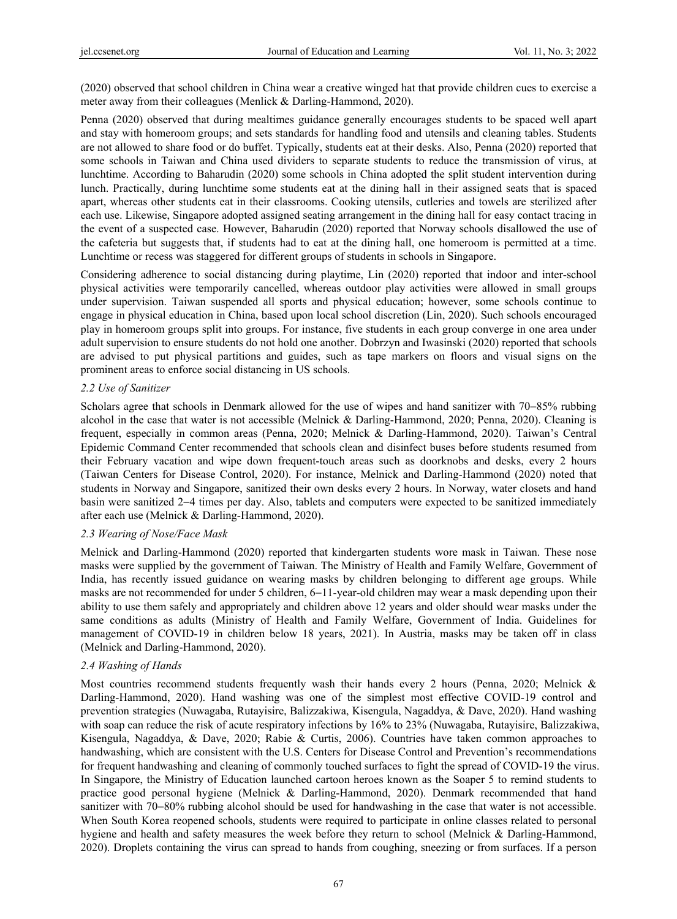(2020) observed that school children in China wear a creative winged hat that provide children cues to exercise a meter away from their colleagues (Menlick & Darling-Hammond, 2020).

Penna (2020) observed that during mealtimes guidance generally encourages students to be spaced well apart and stay with homeroom groups; and sets standards for handling food and utensils and cleaning tables. Students are not allowed to share food or do buffet. Typically, students eat at their desks. Also, Penna (2020) reported that some schools in Taiwan and China used dividers to separate students to reduce the transmission of virus, at lunchtime. According to Baharudin (2020) some schools in China adopted the split student intervention during lunch. Practically, during lunchtime some students eat at the dining hall in their assigned seats that is spaced apart, whereas other students eat in their classrooms. Cooking utensils, cutleries and towels are sterilized after each use. Likewise, Singapore adopted assigned seating arrangement in the dining hall for easy contact tracing in the event of a suspected case. However, Baharudin (2020) reported that Norway schools disallowed the use of the cafeteria but suggests that, if students had to eat at the dining hall, one homeroom is permitted at a time. Lunchtime or recess was staggered for different groups of students in schools in Singapore.

Considering adherence to social distancing during playtime, Lin (2020) reported that indoor and inter-school physical activities were temporarily cancelled, whereas outdoor play activities were allowed in small groups under supervision. Taiwan suspended all sports and physical education; however, some schools continue to engage in physical education in China, based upon local school discretion (Lin, 2020). Such schools encouraged play in homeroom groups split into groups. For instance, five students in each group converge in one area under adult supervision to ensure students do not hold one another. Dobrzyn and Iwasinski (2020) reported that schools are advised to put physical partitions and guides, such as tape markers on floors and visual signs on the prominent areas to enforce social distancing in US schools.

### *2.2 Use of Sanitizer*

Scholars agree that schools in Denmark allowed for the use of wipes and hand sanitizer with 70−85% rubbing alcohol in the case that water is not accessible (Melnick & Darling-Hammond, 2020; Penna, 2020). Cleaning is frequent, especially in common areas (Penna, 2020; Melnick & Darling-Hammond, 2020). Taiwan's Central Epidemic Command Center recommended that schools clean and disinfect buses before students resumed from their February vacation and wipe down frequent-touch areas such as doorknobs and desks, every 2 hours (Taiwan Centers for Disease Control, 2020). For instance, Melnick and Darling-Hammond (2020) noted that students in Norway and Singapore, sanitized their own desks every 2 hours. In Norway, water closets and hand basin were sanitized 2−4 times per day. Also, tablets and computers were expected to be sanitized immediately after each use (Melnick & Darling-Hammond, 2020).

### *2.3 Wearing of Nose/Face Mask*

Melnick and Darling-Hammond (2020) reported that kindergarten students wore mask in Taiwan. These nose masks were supplied by the government of Taiwan. The Ministry of Health and Family Welfare, Government of India, has recently issued guidance on wearing masks by children belonging to different age groups. While masks are not recommended for under 5 children, 6−11-year-old children may wear a mask depending upon their ability to use them safely and appropriately and children above 12 years and older should wear masks under the same conditions as adults (Ministry of Health and Family Welfare, Government of India. Guidelines for management of COVID-19 in children below 18 years, 2021). In Austria, masks may be taken off in class (Melnick and Darling-Hammond, 2020).

### *2.4 Washing of Hands*

Most countries recommend students frequently wash their hands every 2 hours (Penna, 2020; Melnick & Darling-Hammond, 2020). Hand washing was one of the simplest most effective COVID-19 control and prevention strategies (Nuwagaba, Rutayisire, Balizzakiwa, Kisengula, Nagaddya, & Dave, 2020). Hand washing with soap can reduce the risk of acute respiratory infections by 16% to 23% (Nuwagaba, Rutayisire, Balizzakiwa, Kisengula, Nagaddya, & Dave, 2020; Rabie & Curtis, 2006). Countries have taken common approaches to handwashing, which are consistent with the U.S. Centers for Disease Control and Prevention's recommendations for frequent handwashing and cleaning of commonly touched surfaces to fight the spread of COVID-19 the virus. In Singapore, the Ministry of Education launched cartoon heroes known as the Soaper 5 to remind students to practice good personal hygiene (Melnick & Darling-Hammond, 2020). Denmark recommended that hand sanitizer with 70−80% rubbing alcohol should be used for handwashing in the case that water is not accessible. When South Korea reopened schools, students were required to participate in online classes related to personal hygiene and health and safety measures the week before they return to school (Melnick & Darling-Hammond, 2020). Droplets containing the virus can spread to hands from coughing, sneezing or from surfaces. If a person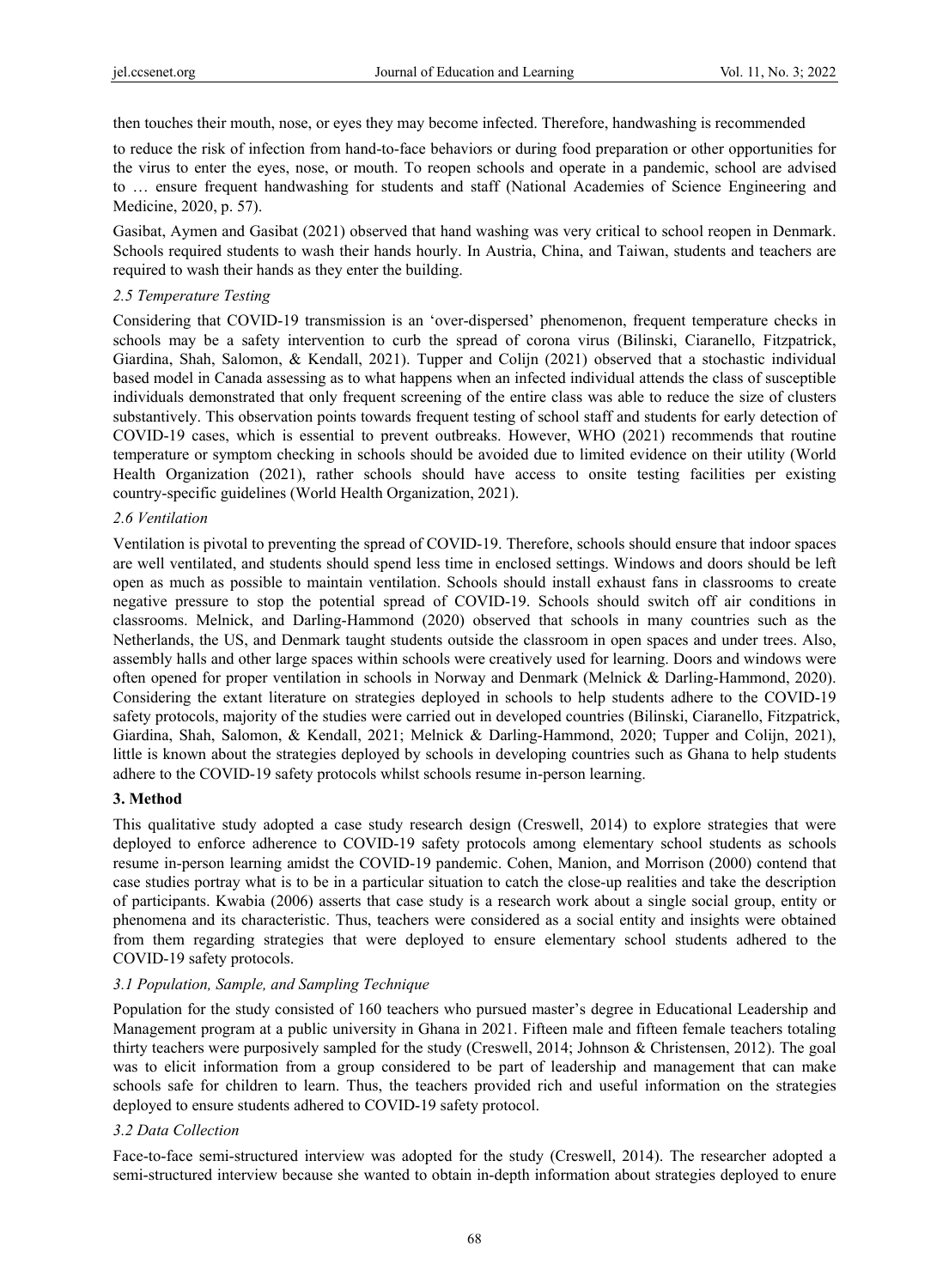then touches their mouth, nose, or eyes they may become infected. Therefore, handwashing is recommended

to reduce the risk of infection from hand-to-face behaviors or during food preparation or other opportunities for the virus to enter the eyes, nose, or mouth. To reopen schools and operate in a pandemic, school are advised to … ensure frequent handwashing for students and staff (National Academies of Science Engineering and Medicine, 2020, p. 57).

Gasibat, Aymen and Gasibat (2021) observed that hand washing was very critical to school reopen in Denmark. Schools required students to wash their hands hourly. In Austria, China, and Taiwan, students and teachers are required to wash their hands as they enter the building.

### *2.5 Temperature Testing*

Considering that COVID-19 transmission is an 'over-dispersed' phenomenon, frequent temperature checks in schools may be a safety intervention to curb the spread of corona virus (Bilinski, Ciaranello, Fitzpatrick, Giardina, Shah, Salomon, & Kendall, 2021). Tupper and Colijn (2021) observed that a stochastic individual based model in Canada assessing as to what happens when an infected individual attends the class of susceptible individuals demonstrated that only frequent screening of the entire class was able to reduce the size of clusters substantively. This observation points towards frequent testing of school staff and students for early detection of COVID-19 cases, which is essential to prevent outbreaks. However, WHO (2021) recommends that routine temperature or symptom checking in schools should be avoided due to limited evidence on their utility (World Health Organization (2021), rather schools should have access to onsite testing facilities per existing country-specific guidelines (World Health Organization, 2021).

### *2.6 Ventilation*

Ventilation is pivotal to preventing the spread of COVID-19. Therefore, schools should ensure that indoor spaces are well ventilated, and students should spend less time in enclosed settings. Windows and doors should be left open as much as possible to maintain ventilation. Schools should install exhaust fans in classrooms to create negative pressure to stop the potential spread of COVID-19. Schools should switch off air conditions in classrooms. Melnick, and Darling-Hammond (2020) observed that schools in many countries such as the Netherlands, the US, and Denmark taught students outside the classroom in open spaces and under trees. Also, assembly halls and other large spaces within schools were creatively used for learning. Doors and windows were often opened for proper ventilation in schools in Norway and Denmark (Melnick & Darling-Hammond, 2020). Considering the extant literature on strategies deployed in schools to help students adhere to the COVID-19 safety protocols, majority of the studies were carried out in developed countries (Bilinski, Ciaranello, Fitzpatrick, Giardina, Shah, Salomon, & Kendall, 2021; Melnick & Darling-Hammond, 2020; Tupper and Colijn, 2021), little is known about the strategies deployed by schools in developing countries such as Ghana to help students adhere to the COVID-19 safety protocols whilst schools resume in-person learning.

## **3. Method**

This qualitative study adopted a case study research design (Creswell, 2014) to explore strategies that were deployed to enforce adherence to COVID-19 safety protocols among elementary school students as schools resume in-person learning amidst the COVID-19 pandemic. Cohen, Manion, and Morrison (2000) contend that case studies portray what is to be in a particular situation to catch the close-up realities and take the description of participants. Kwabia (2006) asserts that case study is a research work about a single social group, entity or phenomena and its characteristic. Thus, teachers were considered as a social entity and insights were obtained from them regarding strategies that were deployed to ensure elementary school students adhered to the COVID-19 safety protocols.

### *3.1 Population, Sample, and Sampling Technique*

Population for the study consisted of 160 teachers who pursued master's degree in Educational Leadership and Management program at a public university in Ghana in 2021. Fifteen male and fifteen female teachers totaling thirty teachers were purposively sampled for the study (Creswell, 2014; Johnson & Christensen, 2012). The goal was to elicit information from a group considered to be part of leadership and management that can make schools safe for children to learn. Thus, the teachers provided rich and useful information on the strategies deployed to ensure students adhered to COVID-19 safety protocol.

### *3.2 Data Collection*

Face-to-face semi-structured interview was adopted for the study (Creswell, 2014). The researcher adopted a semi-structured interview because she wanted to obtain in-depth information about strategies deployed to enure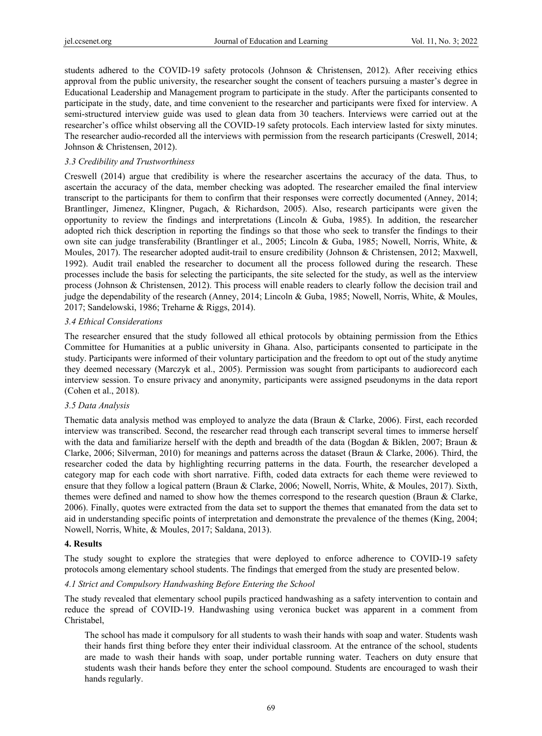students adhered to the COVID-19 safety protocols (Johnson & Christensen, 2012). After receiving ethics approval from the public university, the researcher sought the consent of teachers pursuing a master's degree in Educational Leadership and Management program to participate in the study. After the participants consented to participate in the study, date, and time convenient to the researcher and participants were fixed for interview. A semi-structured interview guide was used to glean data from 30 teachers. Interviews were carried out at the researcher's office whilst observing all the COVID-19 safety protocols. Each interview lasted for sixty minutes. The researcher audio-recorded all the interviews with permission from the research participants (Creswell, 2014; Johnson & Christensen, 2012).

### *3.3 Credibility and Trustworthiness*

Creswell (2014) argue that credibility is where the researcher ascertains the accuracy of the data. Thus, to ascertain the accuracy of the data, member checking was adopted. The researcher emailed the final interview transcript to the participants for them to confirm that their responses were correctly documented (Anney, 2014; Brantlinger, Jimenez, Klingner, Pugach, & Richardson, 2005). Also, research participants were given the opportunity to review the findings and interpretations (Lincoln & Guba, 1985). In addition, the researcher adopted rich thick description in reporting the findings so that those who seek to transfer the findings to their own site can judge transferability (Brantlinger et al., 2005; Lincoln & Guba, 1985; Nowell, Norris, White, & Moules, 2017). The researcher adopted audit-trail to ensure credibility (Johnson & Christensen, 2012; Maxwell, 1992). Audit trail enabled the researcher to document all the process followed during the research. These processes include the basis for selecting the participants, the site selected for the study, as well as the interview process (Johnson & Christensen, 2012). This process will enable readers to clearly follow the decision trail and judge the dependability of the research (Anney, 2014; Lincoln & Guba, 1985; Nowell, Norris, White, & Moules, 2017; Sandelowski, 1986; Treharne & Riggs, 2014).

### *3.4 Ethical Considerations*

The researcher ensured that the study followed all ethical protocols by obtaining permission from the Ethics Committee for Humanities at a public university in Ghana. Also, participants consented to participate in the study. Participants were informed of their voluntary participation and the freedom to opt out of the study anytime they deemed necessary (Marczyk et al., 2005). Permission was sought from participants to audiorecord each interview session. To ensure privacy and anonymity, participants were assigned pseudonyms in the data report (Cohen et al., 2018).

### *3.5 Data Analysis*

Thematic data analysis method was employed to analyze the data (Braun & Clarke, 2006). First, each recorded interview was transcribed. Second, the researcher read through each transcript several times to immerse herself with the data and familiarize herself with the depth and breadth of the data (Bogdan & Biklen, 2007; Braun & Clarke, 2006; Silverman, 2010) for meanings and patterns across the dataset (Braun & Clarke, 2006). Third, the researcher coded the data by highlighting recurring patterns in the data. Fourth, the researcher developed a category map for each code with short narrative. Fifth, coded data extracts for each theme were reviewed to ensure that they follow a logical pattern (Braun & Clarke, 2006; Nowell, Norris, White, & Moules, 2017). Sixth, themes were defined and named to show how the themes correspond to the research question (Braun & Clarke, 2006). Finally, quotes were extracted from the data set to support the themes that emanated from the data set to aid in understanding specific points of interpretation and demonstrate the prevalence of the themes (King, 2004; Nowell, Norris, White, & Moules, 2017; Saldana, 2013).

## **4. Results**

The study sought to explore the strategies that were deployed to enforce adherence to COVID-19 safety protocols among elementary school students. The findings that emerged from the study are presented below.

### *4.1 Strict and Compulsory Handwashing Before Entering the School*

The study revealed that elementary school pupils practiced handwashing as a safety intervention to contain and reduce the spread of COVID-19. Handwashing using veronica bucket was apparent in a comment from Christabel,

> The school has made it compulsory for all students to wash their hands with soap and water. Students wash their hands first thing before they enter their individual classroom. At the entrance of the school, students are made to wash their hands with soap, under portable running water. Teachers on duty ensure that students wash their hands before they enter the school compound. Students are encouraged to wash their hands regularly.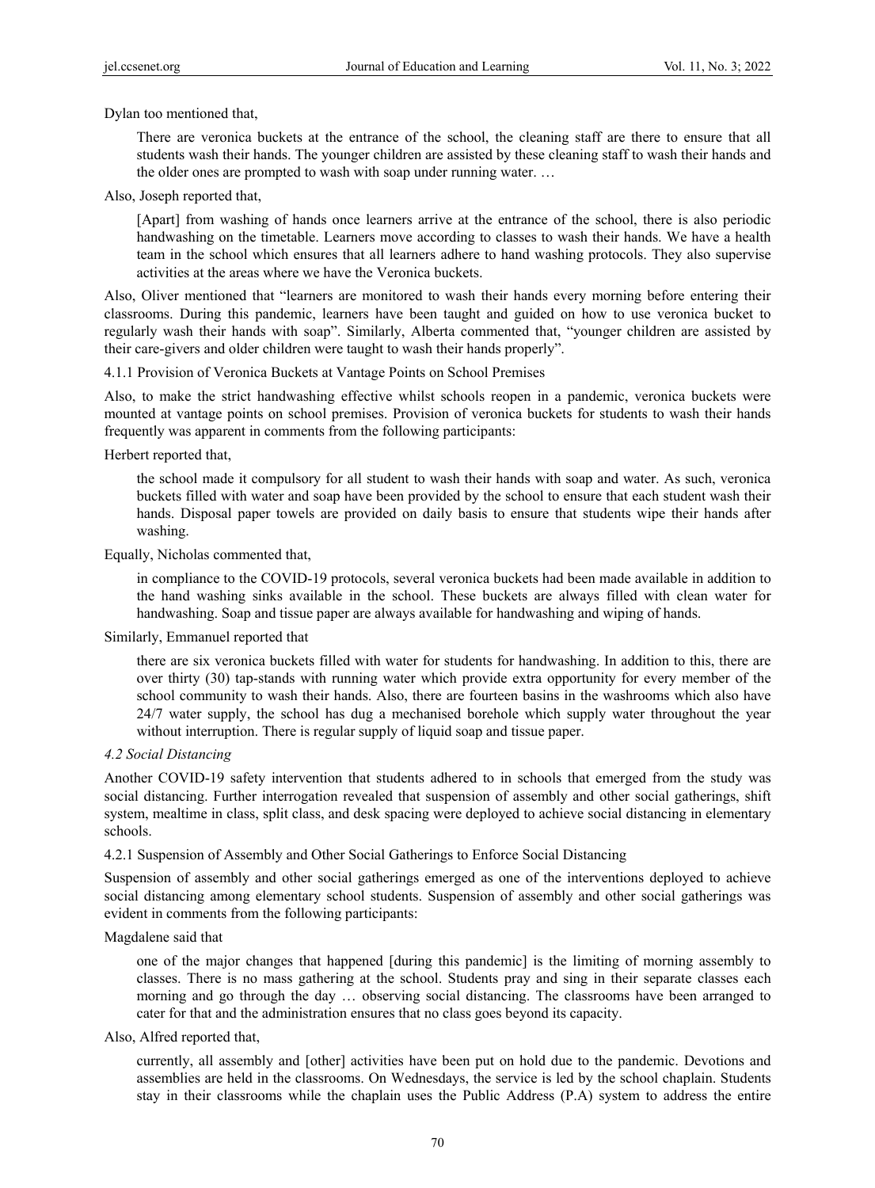Dylan too mentioned that,

> There are veronica buckets at the entrance of the school, the cleaning staff are there to ensure that all students wash their hands. The younger children are assisted by these cleaning staff to wash their hands and the older ones are prompted to wash with soap under running water. …

Also, Joseph reported that,

> [Apart] from washing of hands once learners arrive at the entrance of the school, there is also periodic handwashing on the timetable. Learners move according to classes to wash their hands. We have a health team in the school which ensures that all learners adhere to hand washing protocols. They also supervise activities at the areas where we have the Veronica buckets.

Also, Oliver mentioned that "learners are monitored to wash their hands every morning before entering their classrooms. During this pandemic, learners have been taught and guided on how to use veronica bucket to regularly wash their hands with soap". Similarly, Alberta commented that, "younger children are assisted by their care-givers and older children were taught to wash their hands properly".

#### 4.1.1 Provision of Veronica Buckets at Vantage Points on School Premises

Also, to make the strict handwashing effective whilst schools reopen in a pandemic, veronica buckets were mounted at vantage points on school premises. Provision of veronica buckets for students to wash their hands frequently was apparent in comments from the following participants:

Herbert reported that,

> the school made it compulsory for all student to wash their hands with soap and water. As such, veronica buckets filled with water and soap have been provided by the school to ensure that each student wash their hands. Disposal paper towels are provided on daily basis to ensure that students wipe their hands after washing.

Equally, Nicholas commented that,

> in compliance to the COVID-19 protocols, several veronica buckets had been made available in addition to the hand washing sinks available in the school. These buckets are always filled with clean water for handwashing. Soap and tissue paper are always available for handwashing and wiping of hands.

Similarly, Emmanuel reported that

> there are six veronica buckets filled with water for students for handwashing. In addition to this, there are over thirty (30) tap-stands with running water which provide extra opportunity for every member of the school community to wash their hands. Also, there are fourteen basins in the washrooms which also have 24/7 water supply, the school has dug a mechanised borehole which supply water throughout the year without interruption. There is regular supply of liquid soap and tissue paper.

### *4.2 Social Distancing*

Another COVID-19 safety intervention that students adhered to in schools that emerged from the study was social distancing. Further interrogation revealed that suspension of assembly and other social gatherings, shift system, mealtime in class, split class, and desk spacing were deployed to achieve social distancing in elementary schools.

#### 4.2.1 Suspension of Assembly and Other Social Gatherings to Enforce Social Distancing

Suspension of assembly and other social gatherings emerged as one of the interventions deployed to achieve social distancing among elementary school students. Suspension of assembly and other social gatherings was evident in comments from the following participants:

Magdalene said that

> one of the major changes that happened [during this pandemic] is the limiting of morning assembly to classes. There is no mass gathering at the school. Students pray and sing in their separate classes each morning and go through the day … observing social distancing. The classrooms have been arranged to cater for that and the administration ensures that no class goes beyond its capacity.

Also, Alfred reported that,

> currently, all assembly and [other] activities have been put on hold due to the pandemic. Devotions and assemblies are held in the classrooms. On Wednesdays, the service is led by the school chaplain. Students stay in their classrooms while the chaplain uses the Public Address (P.A) system to address the entire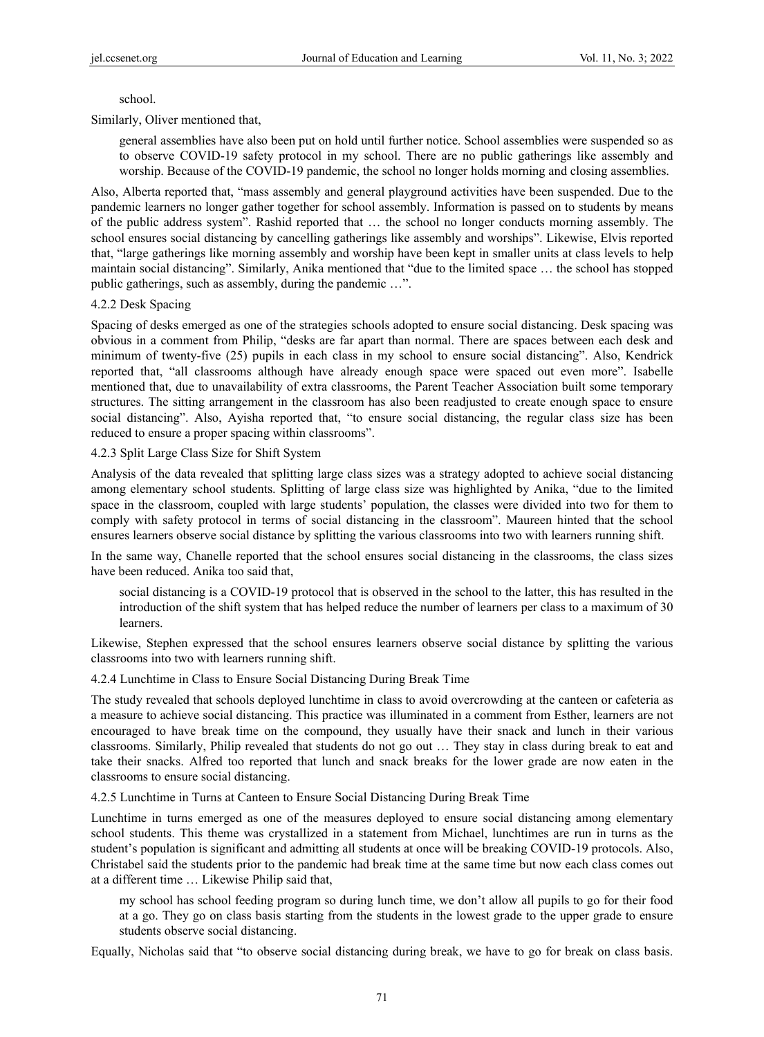school.

Similarly, Oliver mentioned that,

> general assemblies have also been put on hold until further notice. School assemblies were suspended so as to observe COVID-19 safety protocol in my school. There are no public gatherings like assembly and worship. Because of the COVID-19 pandemic, the school no longer holds morning and closing assemblies.

Also, Alberta reported that, "mass assembly and general playground activities have been suspended. Due to the pandemic learners no longer gather together for school assembly. Information is passed on to students by means of the public address system". Rashid reported that … the school no longer conducts morning assembly. The school ensures social distancing by cancelling gatherings like assembly and worships". Likewise, Elvis reported that, "large gatherings like morning assembly and worship have been kept in smaller units at class levels to help maintain social distancing". Similarly, Anika mentioned that "due to the limited space … the school has stopped public gatherings, such as assembly, during the pandemic …".

#### 4.2.2 Desk Spacing

Spacing of desks emerged as one of the strategies schools adopted to ensure social distancing. Desk spacing was obvious in a comment from Philip, "desks are far apart than normal. There are spaces between each desk and minimum of twenty-five (25) pupils in each class in my school to ensure social distancing". Also, Kendrick reported that, "all classrooms although have already enough space were spaced out even more". Isabelle mentioned that, due to unavailability of extra classrooms, the Parent Teacher Association built some temporary structures. The sitting arrangement in the classroom has also been readjusted to create enough space to ensure social distancing". Also, Ayisha reported that, "to ensure social distancing, the regular class size has been reduced to ensure a proper spacing within classrooms".

#### 4.2.3 Split Large Class Size for Shift System

Analysis of the data revealed that splitting large class sizes was a strategy adopted to achieve social distancing among elementary school students. Splitting of large class size was highlighted by Anika, "due to the limited space in the classroom, coupled with large students' population, the classes were divided into two for them to comply with safety protocol in terms of social distancing in the classroom". Maureen hinted that the school ensures learners observe social distance by splitting the various classrooms into two with learners running shift.

In the same way, Chanelle reported that the school ensures social distancing in the classrooms, the class sizes have been reduced. Anika too said that,

> social distancing is a COVID-19 protocol that is observed in the school to the latter, this has resulted in the introduction of the shift system that has helped reduce the number of learners per class to a maximum of 30 learners.

Likewise, Stephen expressed that the school ensures learners observe social distance by splitting the various classrooms into two with learners running shift.

#### 4.2.4 Lunchtime in Class to Ensure Social Distancing During Break Time

The study revealed that schools deployed lunchtime in class to avoid overcrowding at the canteen or cafeteria as a measure to achieve social distancing. This practice was illuminated in a comment from Esther, learners are not encouraged to have break time on the compound, they usually have their snack and lunch in their various classrooms. Similarly, Philip revealed that students do not go out … They stay in class during break to eat and take their snacks. Alfred too reported that lunch and snack breaks for the lower grade are now eaten in the classrooms to ensure social distancing.

#### 4.2.5 Lunchtime in Turns at Canteen to Ensure Social Distancing During Break Time

Lunchtime in turns emerged as one of the measures deployed to ensure social distancing among elementary school students. This theme was crystallized in a statement from Michael, lunchtimes are run in turns as the student's population is significant and admitting all students at once will be breaking COVID-19 protocols. Also, Christabel said the students prior to the pandemic had break time at the same time but now each class comes out at a different time … Likewise Philip said that,

> my school has school feeding program so during lunch time, we don't allow all pupils to go for their food at a go. They go on class basis starting from the students in the lowest grade to the upper grade to ensure students observe social distancing.

Equally, Nicholas said that "to observe social distancing during break, we have to go for break on class basis.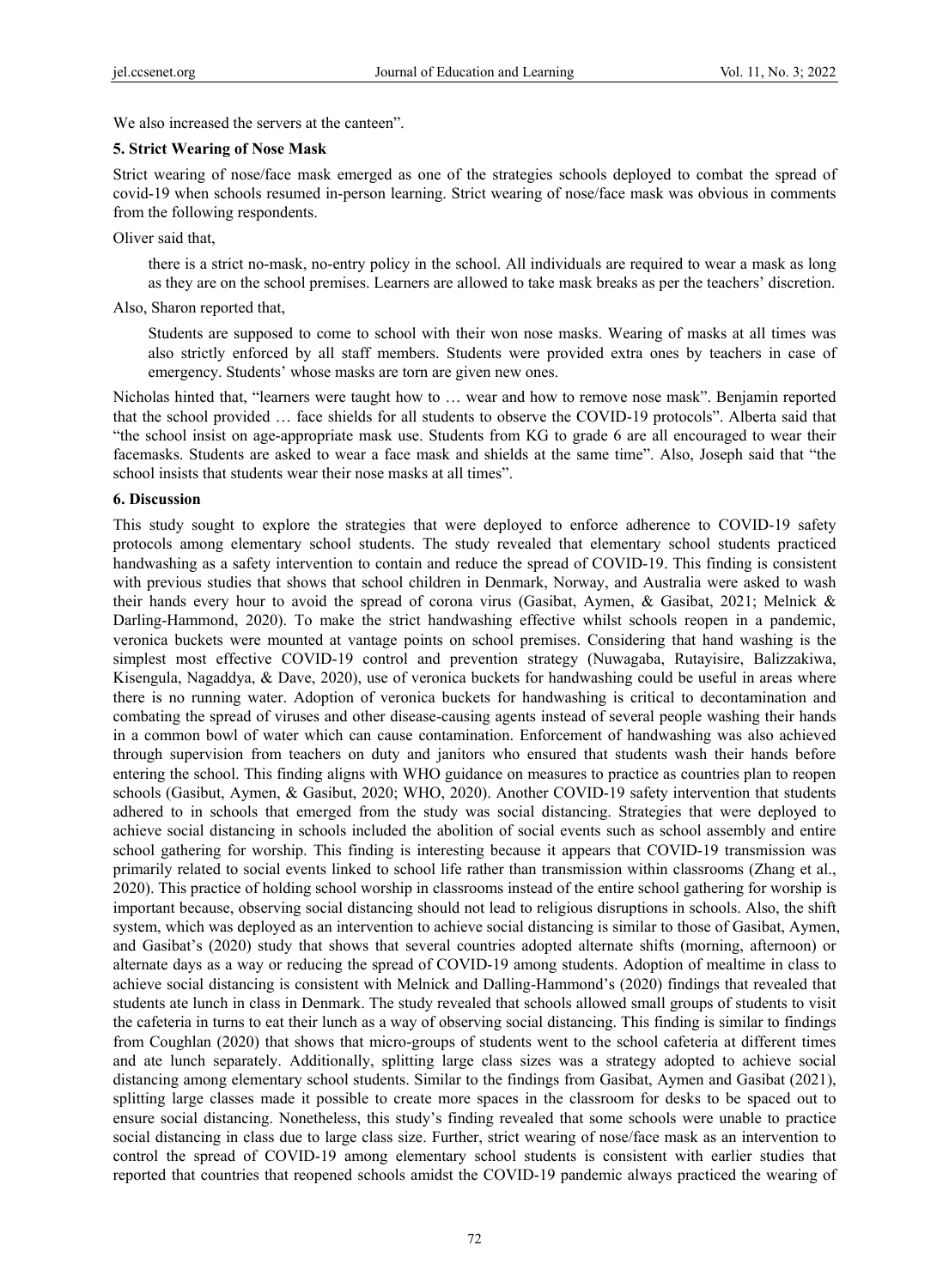We also increased the servers at the canteen".

### 5. Strict Wearing of Nose Mask

Strict wearing of nose/face mask emerged as one of the strategies schools deployed to combat the spread of covid-19 when schools resumed in-person learning. Strict wearing of nose/face mask was obvious in comments from the following respondents.

Oliver said that,

> there is a strict no-mask, no-entry policy in the school. All individuals are required to wear a mask as long as they are on the school premises. Learners are allowed to take mask breaks as per the teachers' discretion.

Also, Sharon reported that,

> Students are supposed to come to school with their won nose masks. Wearing of masks at all times was also strictly enforced by all staff members. Students were provided extra ones by teachers in case of emergency. Students' whose masks are torn are given new ones.

Nicholas hinted that, "learners were taught how to … wear and how to remove nose mask". Benjamin reported that the school provided … face shields for all students to observe the COVID-19 protocols". Alberta said that "the school insist on age-appropriate mask use. Students from KG to grade 6 are all encouraged to wear their facemasks. Students are asked to wear a face mask and shields at the same time". Also, Joseph said that "the school insists that students wear their nose masks at all times".

## 6. Discussion

This study sought to explore the strategies that were deployed to enforce adherence to COVID-19 safety protocols among elementary school students. The study revealed that elementary school students practiced handwashing as a safety intervention to contain and reduce the spread of COVID-19. This finding is consistent with previous studies that shows that school children in Denmark, Norway, and Australia were asked to wash their hands every hour to avoid the spread of corona virus (Gasibat, Aymen, & Gasibat, 2021; Melnick & Darling-Hammond, 2020). To make the strict handwashing effective whilst schools reopen in a pandemic, veronica buckets were mounted at vantage points on school premises. Considering that hand washing is the simplest most effective COVID-19 control and prevention strategy (Nuwagaba, Rutayisire, Balizzakiwa, Kisengula, Nagaddya, & Dave, 2020), use of veronica buckets for handwashing could be useful in areas where there is no running water. Adoption of veronica buckets for handwashing is critical to decontamination and combating the spread of viruses and other disease-causing agents instead of several people washing their hands in a common bowl of water which can cause contamination. Enforcement of handwashing was also achieved through supervision from teachers on duty and janitors who ensured that students wash their hands before entering the school. This finding aligns with WHO guidance on measures to practice as countries plan to reopen schools (Gasibut, Aymen, & Gasibut, 2020; WHO, 2020). Another COVID-19 safety intervention that students adhered to in schools that emerged from the study was social distancing. Strategies that were deployed to achieve social distancing in schools included the abolition of social events such as school assembly and entire school gathering for worship. This finding is interesting because it appears that COVID-19 transmission was primarily related to social events linked to school life rather than transmission within classrooms (Zhang et al., 2020). This practice of holding school worship in classrooms instead of the entire school gathering for worship is important because, observing social distancing should not lead to religious disruptions in schools. Also, the shift system, which was deployed as an intervention to achieve social distancing is similar to those of Gasibat, Aymen, and Gasibat's (2020) study that shows that several countries adopted alternate shifts (morning, afternoon) or alternate days as a way or reducing the spread of COVID-19 among students. Adoption of mealtime in class to achieve social distancing is consistent with Melnick and Dalling-Hammond's (2020) findings that revealed that students ate lunch in class in Denmark. The study revealed that schools allowed small groups of students to visit the cafeteria in turns to eat their lunch as a way of observing social distancing. This finding is similar to findings from Coughlan (2020) that shows that micro-groups of students went to the school cafeteria at different times and ate lunch separately. Additionally, splitting large class sizes was a strategy adopted to achieve social distancing among elementary school students. Similar to the findings from Gasibat, Aymen and Gasibat (2021), splitting large classes made it possible to create more spaces in the classroom for desks to be spaced out to ensure social distancing. Nonetheless, this study's finding revealed that some schools were unable to practice social distancing in class due to large class size. Further, strict wearing of nose/face mask as an intervention to control the spread of COVID-19 among elementary school students is consistent with earlier studies that reported that countries that reopened schools amidst the COVID-19 pandemic always practiced the wearing of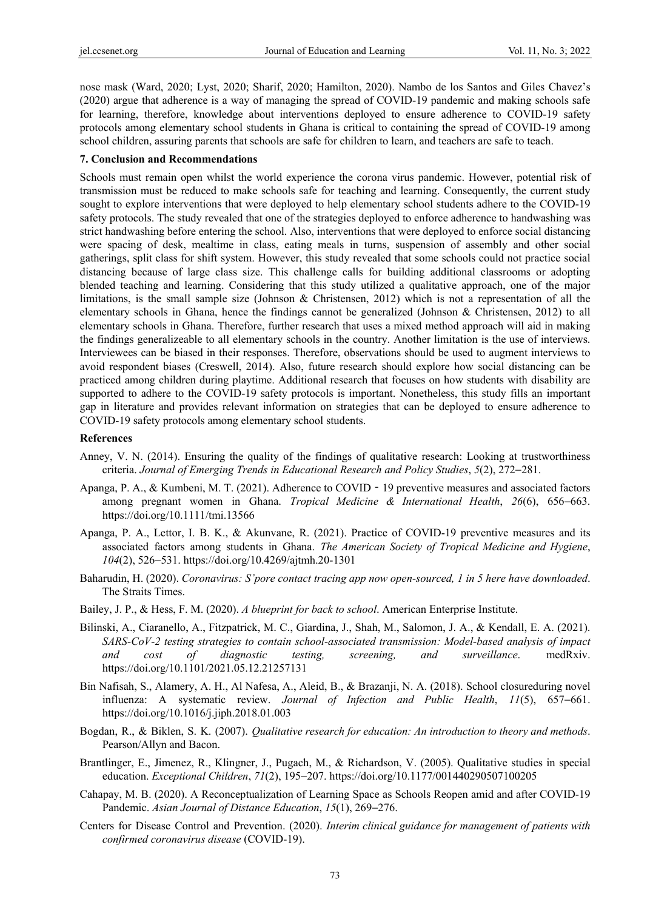nose mask (Ward, 2020; Lyst, 2020; Sharif, 2020; Hamilton, 2020). Nambo de los Santos and Giles Chavez's (2020) argue that adherence is a way of managing the spread of COVID-19 pandemic and making schools safe for learning, therefore, knowledge about interventions deployed to ensure adherence to COVID-19 safety protocols among elementary school students in Ghana is critical to containing the spread of COVID-19 among school children, assuring parents that schools are safe for children to learn, and teachers are safe to teach.

## 7. Conclusion and Recommendations

Schools must remain open whilst the world experience the corona virus pandemic. However, potential risk of transmission must be reduced to make schools safe for teaching and learning. Consequently, the current study sought to explore interventions that were deployed to help elementary school students adhere to the COVID-19 safety protocols. The study revealed that one of the strategies deployed to enforce adherence to handwashing was strict handwashing before entering the school. Also, interventions that were deployed to enforce social distancing were spacing of desk, mealtime in class, eating meals in turns, suspension of assembly and other social gatherings, split class for shift system. However, this study revealed that some schools could not practice social distancing because of large class size. This challenge calls for building additional classrooms or adopting blended teaching and learning. Considering that this study utilized a qualitative approach, one of the major limitations, is the small sample size (Johnson & Christensen, 2012) which is not a representation of all the elementary schools in Ghana, hence the findings cannot be generalized (Johnson & Christensen, 2012) to all elementary schools in Ghana. Therefore, further research that uses a mixed method approach will aid in making the findings generalizeable to all elementary schools in the country. Another limitation is the use of interviews. Interviewees can be biased in their responses. Therefore, observations should be used to augment interviews to avoid respondent biases (Creswell, 2014). Also, future research should explore how social distancing can be practiced among children during playtime. Additional research that focuses on how students with disability are supported to adhere to the COVID-19 safety protocols is important. Nonetheless, this study fills an important gap in literature and provides relevant information on strategies that can be deployed to ensure adherence to COVID-19 safety protocols among elementary school students.

## References

Anney, V. N. (2014). Ensuring the quality of the findings of qualitative research: Looking at trustworthiness criteria. *Journal of Emerging Trends in Educational Research and Policy Studies*, *5*(2), 272–281.

Apanga, P. A., & Kumbeni, M. T. (2021). Adherence to COVID‐19 preventive measures and associated factors among pregnant women in Ghana. *Tropical Medicine & International Health*, *26*(6), 656–663. https://doi.org/10.1111/tmi.13566

Apanga, P. A., Lettor, I. B. K., & Akunvane, R. (2021). Practice of COVID-19 preventive measures and its associated factors among students in Ghana. *The American Society of Tropical Medicine and Hygiene*, *104*(2), 526–531. https://doi.org/10.4269/ajtmh.20-1301

Baharudin, H. (2020). *Coronavirus: S'pore contact tracing app now open-sourced, 1 in 5 here have downloaded*. The Straits Times.

Bailey, J. P., & Hess, F. M. (2020). *A blueprint for back to school*. American Enterprise Institute.

Bilinski, A., Ciaranello, A., Fitzpatrick, M. C., Giardina, J., Shah, M., Salomon, J. A., & Kendall, E. A. (2021). *SARS-CoV-2 testing strategies to contain school-associated transmission: Model-based analysis of impact and cost of diagnostic testing, screening, and surveillance*. medRxiv. https://doi.org/10.1101/2021.05.12.21257131

Bin Nafisah, S., Alamery, A. H., Al Nafesa, A., Aleid, B., & Brazanji, N. A. (2018). School closureduring novel influenza: A systematic review. *Journal of Infection and Public Health*, *11*(5), 657–661. https://doi.org/10.1016/j.jiph.2018.01.003

Bogdan, R., & Biklen, S. K. (2007). *Qualitative research for education: An introduction to theory and methods*. Pearson/Allyn and Bacon.

Brantlinger, E., Jimenez, R., Klingner, J., Pugach, M., & Richardson, V. (2005). Qualitative studies in special education. *Exceptional Children*, *71*(2), 195–207. https://doi.org/10.1177/001440290507100205

Cahapay, M. B. (2020). A Reconceptualization of Learning Space as Schools Reopen amid and after COVID-19 Pandemic. *Asian Journal of Distance Education*, *15*(1), 269–276.

Centers for Disease Control and Prevention. (2020). *Interim clinical guidance for management of patients with confirmed coronavirus disease* (COVID-19).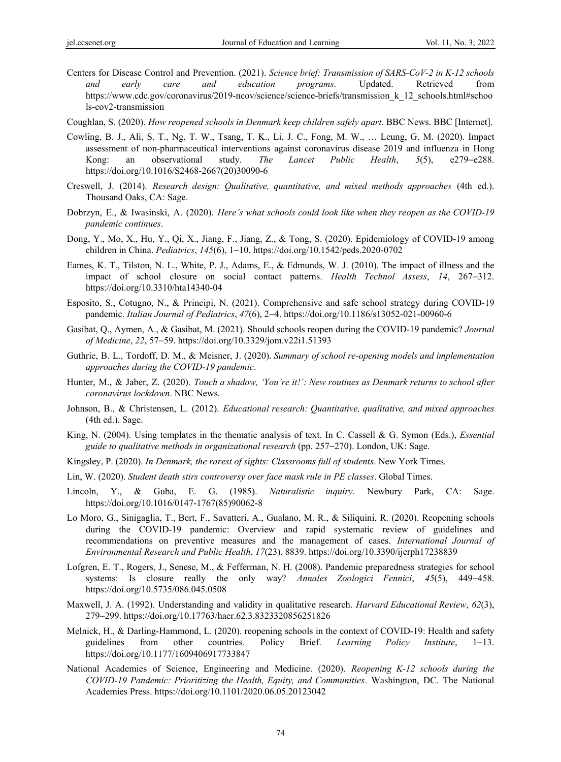Centers for Disease Control and Prevention. (2021). *Science brief: Transmission of SARS-CoV-2 in K-12 schools and early care and education programs*. Updated. Retrieved from https://www.cdc.gov/coronavirus/2019-ncov/science/science-briefs/transmission_k_12_schools.html#schools-cov2-transmission

Coughlan, S. (2020). *How reopened schools in Denmark keep children safely apart*. BBC News. BBC [Internet].

Cowling, B. J., Ali, S. T., Ng, T. W., Tsang, T. K., Li, J. C., Fong, M. W., … Leung, G. M. (2020). Impact assessment of non-pharmaceutical interventions against coronavirus disease 2019 and influenza in Hong Kong: an observational study. *The Lancet Public Health*, *5*(5), e279–e288. https://doi.org/10.1016/S2468-2667(20)30090-6

Creswell, J. (2014). *Research design: Qualitative, quantitative, and mixed methods approaches* (4th ed.). Thousand Oaks, CA: Sage.

Dobrzyn, E., & Iwasinski, A. (2020). *Here's what schools could look like when they reopen as the COVID-19 pandemic continues*.

Dong, Y., Mo, X., Hu, Y., Qi, X., Jiang, F., Jiang, Z., & Tong, S. (2020). Epidemiology of COVID-19 among children in China. *Pediatrics*, *145*(6), 1–10. https://doi.org/10.1542/peds.2020-0702

Eames, K. T., Tilston, N. L., White, P. J., Adams, E., & Edmunds, W. J. (2010). The impact of illness and the impact of school closure on social contact patterns. *Health Technol Assess*, *14*, 267–312. https://doi.org/10.3310/hta14340-04

Esposito, S., Cotugno, N., & Principi, N. (2021). Comprehensive and safe school strategy during COVID-19 pandemic. *Italian Journal of Pediatrics*, *47*(6), 2–4. https://doi.org/10.1186/s13052-021-00960-6

Gasibat, Q., Aymen, A., & Gasibat, M. (2021). Should schools reopen during the COVID-19 pandemic? *Journal of Medicine*, *22*, 57–59. https://doi.org/10.3329/jom.v22i1.51393

Guthrie, B. L., Tordoff, D. M., & Meisner, J. (2020). *Summary of school re-opening models and implementation approaches during the COVID-19 pandemic*.

Hunter, M., & Jaber, Z. (2020). *Touch a shadow, 'You're it!': New routines as Denmark returns to school after coronavirus lockdown*. NBC News.

Johnson, B., & Christensen, L. (2012). *Educational research: Quantitative, qualitative, and mixed approaches* (4th ed.). Sage.

King, N. (2004). Using templates in the thematic analysis of text. In C. Cassell & G. Symon (Eds.), *Essential guide to qualitative methods in organizational research* (pp. 257–270). London, UK: Sage.

Kingsley, P. (2020). *In Denmark, the rarest of sights: Classrooms full of students*. New York Times.

Lin, W. (2020). *Student death stirs controversy over face mask rule in PE classes*. Global Times.

Lincoln, Y., & Guba, E. G. (1985). *Naturalistic inquiry*. Newbury Park, CA: Sage. https://doi.org/10.1016/0147-1767(85)90062-8

Lo Moro, G., Sinigaglia, T., Bert, F., Savatteri, A., Gualano, M. R., & Siliquini, R. (2020). Reopening schools during the COVID-19 pandemic: Overview and rapid systematic review of guidelines and recommendations on preventive measures and the management of cases. *International Journal of Environmental Research and Public Health*, *17*(23), 8839. https://doi.org/10.3390/ijerph17238839

Lofgren, E. T., Rogers, J., Senese, M., & Fefferman, N. H. (2008). Pandemic preparedness strategies for school systems: Is closure really the only way? *Annales Zoologici Fennici*, *45*(5), 449–458. https://doi.org/10.5735/086.045.0508

Maxwell, J. A. (1992). Understanding and validity in qualitative research. *Harvard Educational Review*, *62*(3), 279–299. https://doi.org/10.17763/haer.62.3.8323320856251826

Melnick, H., & Darling-Hammond, L. (2020). reopening schools in the context of COVID-19: Health and safety guidelines from other countries. Policy Brief. *Learning Policy Institute*, 1–13. https://doi.org/10.1177/1609406917733847

National Academies of Science, Engineering and Medicine. (2020). *Reopening K-12 schools during the COVID-19 Pandemic: Prioritizing the Health, Equity, and Communities*. Washington, DC. The National Academies Press. https://doi.org/10.1101/2020.06.05.20123042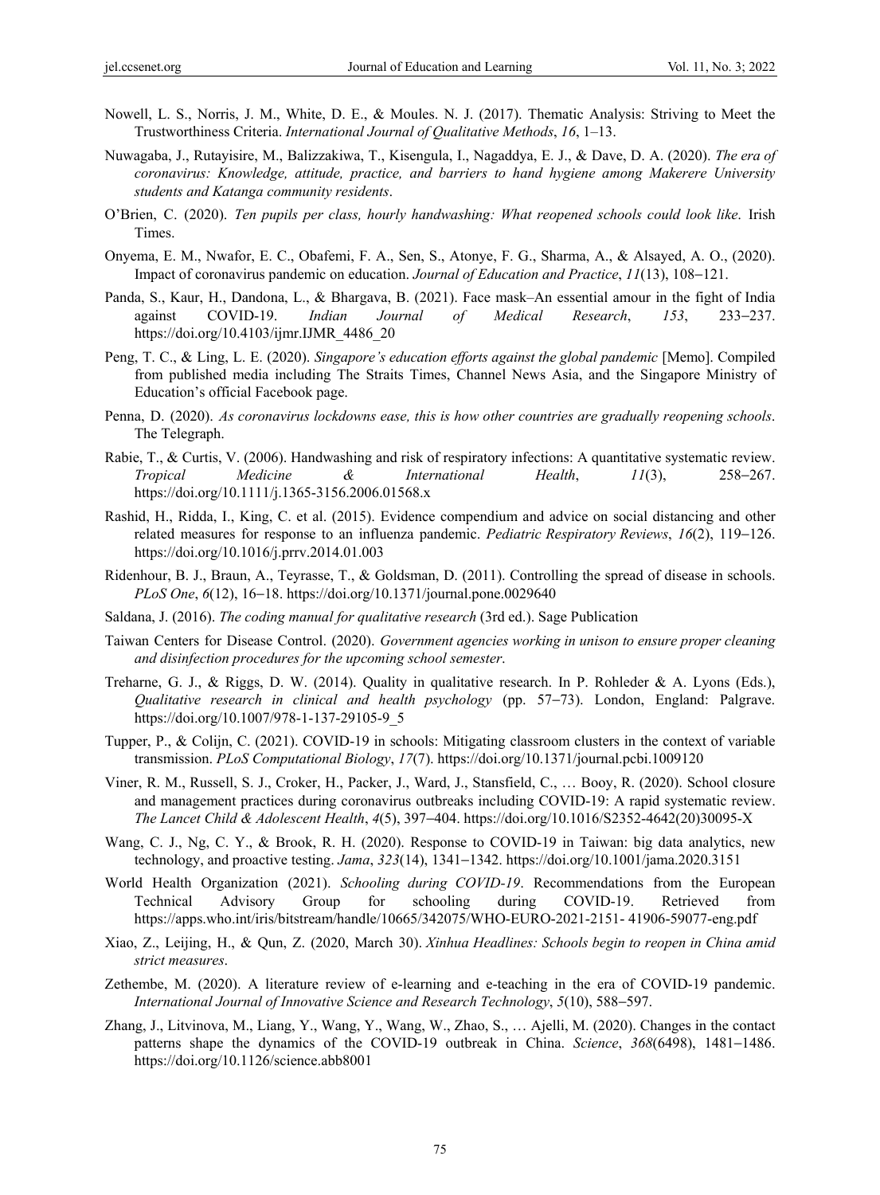Nowell, L. S., Norris, J. M., White, D. E., & Moules. N. J. (2017). Thematic Analysis: Striving to Meet the Trustworthiness Criteria. *International Journal of Qualitative Methods*, *16*, 1–13.

Nuwagaba, J., Rutayisire, M., Balizzakiwa, T., Kisengula, I., Nagaddya, E. J., & Dave, D. A. (2020). *The era of coronavirus: Knowledge, attitude, practice, and barriers to hand hygiene among Makerere University students and Katanga community residents*.

O'Brien, C. (2020). *Ten pupils per class, hourly handwashing: What reopened schools could look like*. Irish Times.

Onyema, E. M., Nwafor, E. C., Obafemi, F. A., Sen, S., Atonye, F. G., Sharma, A., & Alsayed, A. O., (2020). Impact of coronavirus pandemic on education. *Journal of Education and Practice*, *11*(13), 108–121.

Panda, S., Kaur, H., Dandona, L., & Bhargava, B. (2021). Face mask–An essential amour in the fight of India against COVID-19. *Indian Journal of Medical Research*, *153*, 233–237. https://doi.org/10.4103/ijmr.IJMR_4486_20

Peng, T. C., & Ling, L. E. (2020). *Singapore's education efforts against the global pandemic* [Memo]. Compiled from published media including The Straits Times, Channel News Asia, and the Singapore Ministry of Education's official Facebook page.

Penna, D. (2020). *As coronavirus lockdowns ease, this is how other countries are gradually reopening schools*. The Telegraph.

Rabie, T., & Curtis, V. (2006). Handwashing and risk of respiratory infections: A quantitative systematic review. *Tropical Medicine & International Health*, *11*(3), 258–267. https://doi.org/10.1111/j.1365-3156.2006.01568.x

Rashid, H., Ridda, I., King, C. et al. (2015). Evidence compendium and advice on social distancing and other related measures for response to an influenza pandemic. *Pediatric Respiratory Reviews*, *16*(2), 119–126. https://doi.org/10.1016/j.prrv.2014.01.003

Ridenhour, B. J., Braun, A., Teyrasse, T., & Goldsman, D. (2011). Controlling the spread of disease in schools. *PLoS One*, *6*(12), 16–18. https://doi.org/10.1371/journal.pone.0029640

Saldana, J. (2016). *The coding manual for qualitative research* (3rd ed.). Sage Publication

Taiwan Centers for Disease Control. (2020). *Government agencies working in unison to ensure proper cleaning and disinfection procedures for the upcoming school semester*.

Treharne, G. J., & Riggs, D. W. (2014). Quality in qualitative research. In P. Rohleder & A. Lyons (Eds.), *Qualitative research in clinical and health psychology* (pp. 57–73). London, England: Palgrave. https://doi.org/10.1007/978-1-137-29105-9_5

Tupper, P., & Colijn, C. (2021). COVID-19 in schools: Mitigating classroom clusters in the context of variable transmission. *PLoS Computational Biology*, *17*(7). https://doi.org/10.1371/journal.pcbi.1009120

Viner, R. M., Russell, S. J., Croker, H., Packer, J., Ward, J., Stansfield, C., … Booy, R. (2020). School closure and management practices during coronavirus outbreaks including COVID-19: A rapid systematic review. *The Lancet Child & Adolescent Health*, *4*(5), 397–404. https://doi.org/10.1016/S2352-4642(20)30095-X

Wang, C. J., Ng, C. Y., & Brook, R. H. (2020). Response to COVID-19 in Taiwan: big data analytics, new technology, and proactive testing. *Jama*, *323*(14), 1341–1342. https://doi.org/10.1001/jama.2020.3151

World Health Organization (2021). *Schooling during COVID-19*. Recommendations from the European Technical Advisory Group for schooling during COVID-19. Retrieved from https://apps.who.int/iris/bitstream/handle/10665/342075/WHO-EURO-2021-2151- 41906-59077-eng.pdf

Xiao, Z., Leijing, H., & Qun, Z. (2020, March 30). *Xinhua Headlines: Schools begin to reopen in China amid strict measures*.

Zethembe, M. (2020). A literature review of e-learning and e-teaching in the era of COVID-19 pandemic. *International Journal of Innovative Science and Research Technology*, *5*(10), 588–597.

Zhang, J., Litvinova, M., Liang, Y., Wang, Y., Wang, W., Zhao, S., … Ajelli, M. (2020). Changes in the contact patterns shape the dynamics of the COVID-19 outbreak in China. *Science*, *368*(6498), 1481–1486. https://doi.org/10.1126/science.abb8001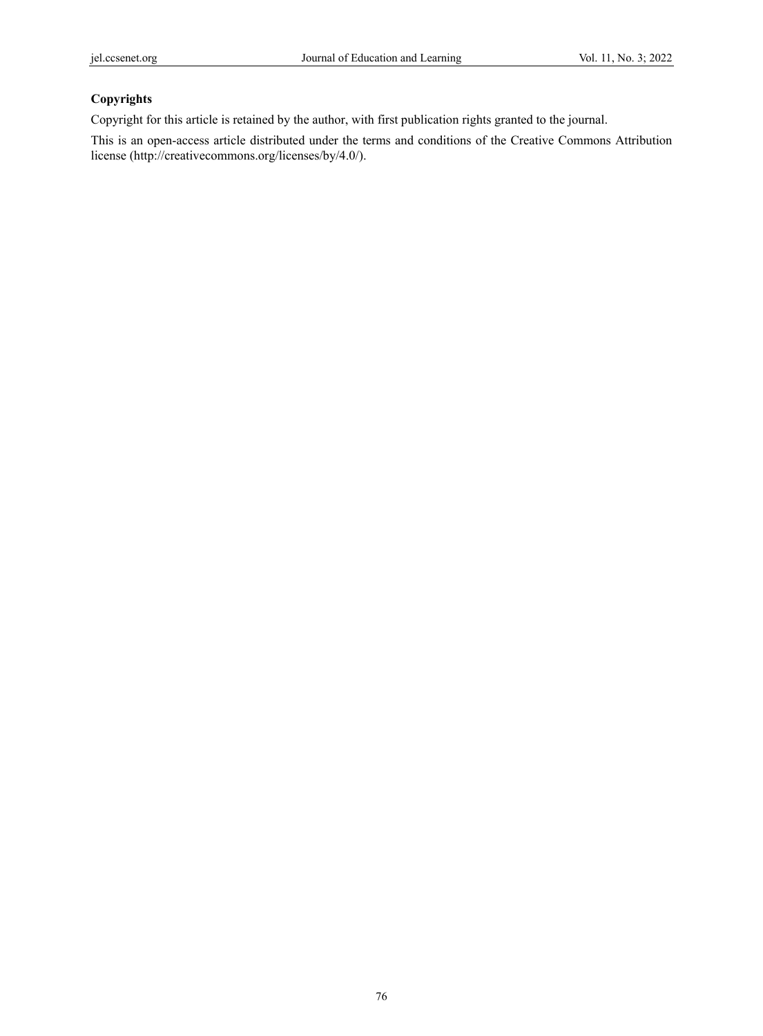**Copyrights**

Copyright for this article is retained by the author, with first publication rights granted to the journal.

This is an open-access article distributed under the terms and conditions of the Creative Commons Attribution license (http://creativecommons.org/licenses/by/4.0/).